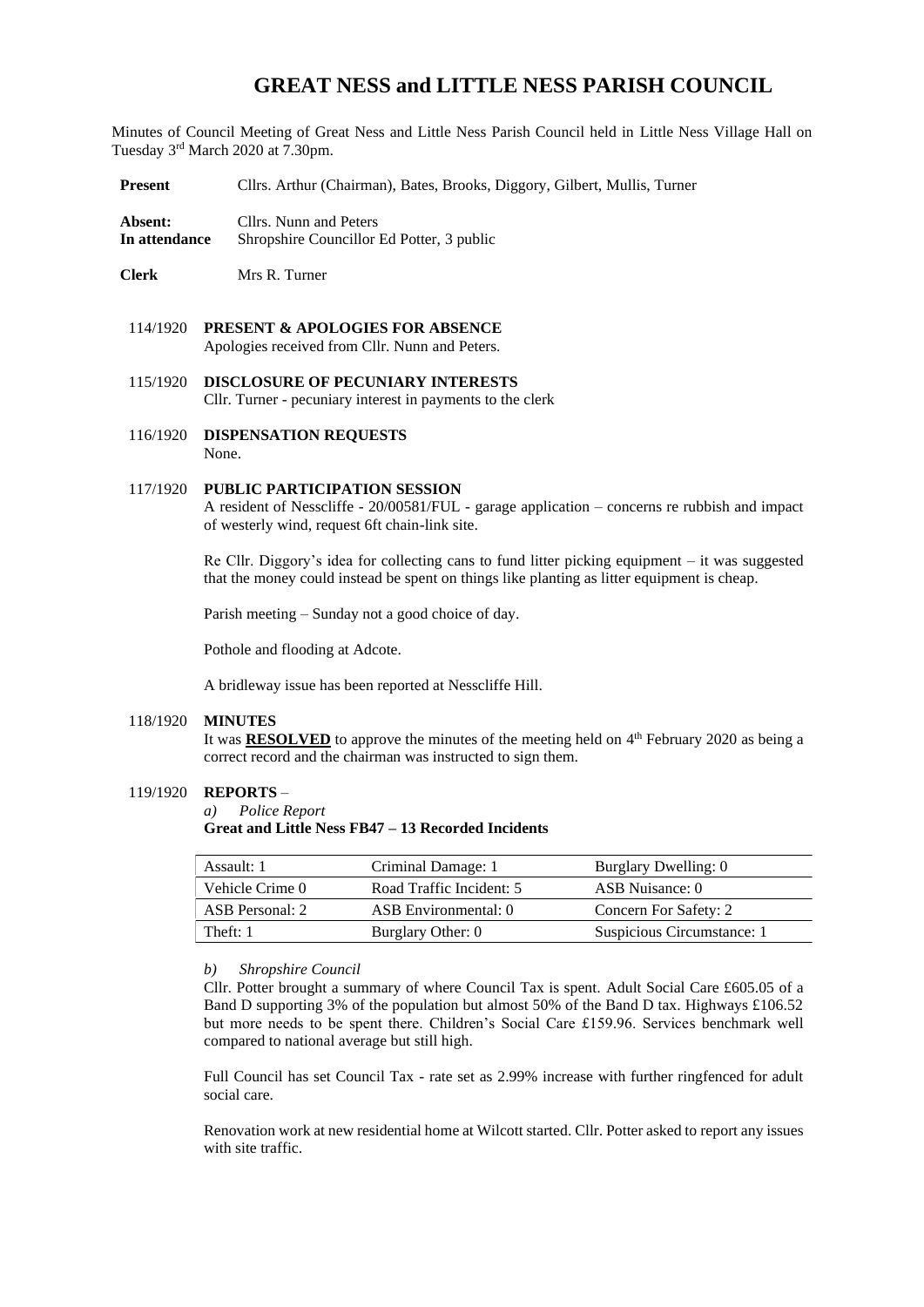# GREAT NESS and LITTLE NESS PARISH COUNCIL

Minutes of Council Meeting of Great Ness and Little Ness Parish Council held in Little Ness Village Hall on Tuesday 3rd March 2020 at 7.30pm.

**Present** Cllrs. Arthur (Chairman), Bates, Brooks, Diggory, Gilbert, Mullis, Turner

**Absent:** Cllrs. Nunn and Peters
**In attendance** Shropshire Councillor Ed Potter, 3 public

**Clerk** Mrs R. Turner

114/1920 **PRESENT & APOLOGIES FOR ABSENCE**
Apologies received from Cllr. Nunn and Peters.

115/1920 **DISCLOSURE OF PECUNIARY INTERESTS**
Cllr. Turner - pecuniary interest in payments to the clerk

116/1920 **DISPENSATION REQUESTS**
None.

117/1920 **PUBLIC PARTICIPATION SESSION**
A resident of Nesscliffe - 20/00581/FUL - garage application – concerns re rubbish and impact of westerly wind, request 6ft chain-link site.

Re Cllr. Diggory's idea for collecting cans to fund litter picking equipment – it was suggested that the money could instead be spent on things like planting as litter equipment is cheap.

Parish meeting – Sunday not a good choice of day.

Pothole and flooding at Adcote.

A bridleway issue has been reported at Nesscliffe Hill.

118/1920 **MINUTES**
It was **RESOLVED** to approve the minutes of the meeting held on 4th February 2020 as being a correct record and the chairman was instructed to sign them.

119/1920 **REPORTS** –

*a) Police Report*

**Great and Little Ness FB47 – 13 Recorded Incidents**

| Assault: 1 | Criminal Damage: 1 | Burglary Dwelling: 0 |
|---|---|---|
| Vehicle Crime 0 | Road Traffic Incident: 5 | ASB Nuisance: 0 |
| ASB Personal: 2 | ASB Environmental: 0 | Concern For Safety: 2 |
| Theft: 1 | Burglary Other: 0 | Suspicious Circumstance: 1 |

*b) Shropshire Council*

Cllr. Potter brought a summary of where Council Tax is spent. Adult Social Care £605.05 of a Band D supporting 3% of the population but almost 50% of the Band D tax. Highways £106.52 but more needs to be spent there. Children's Social Care £159.96. Services benchmark well compared to national average but still high.

Full Council has set Council Tax - rate set as 2.99% increase with further ringfenced for adult social care.

Renovation work at new residential home at Wilcott started. Cllr. Potter asked to report any issues with site traffic.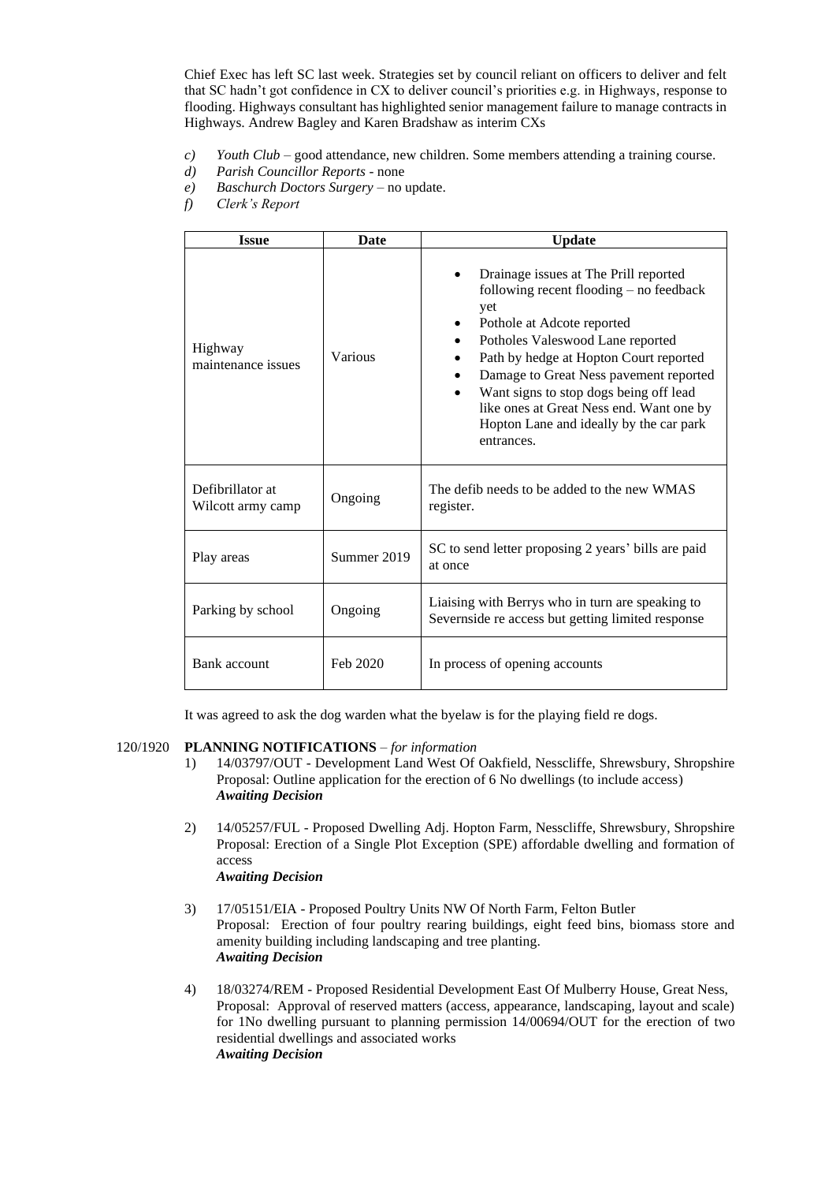Chief Exec has left SC last week. Strategies set by council reliant on officers to deliver and felt that SC hadn't got confidence in CX to deliver council's priorities e.g. in Highways, response to flooding. Highways consultant has highlighted senior management failure to manage contracts in Highways. Andrew Bagley and Karen Bradshaw as interim CXs

c) *Youth Club* – good attendance, new children. Some members attending a training course.
d) *Parish Councillor Reports* - none
e) *Baschurch Doctors Surgery* – no update.
f) *Clerk's Report*

| Issue | Date | Update |
|---|---|---|
| Highway maintenance issues | Various | • Drainage issues at The Prill reported following recent flooding – no feedback yet<br>• Pothole at Adcote reported<br>• Potholes Valeswood Lane reported<br>• Path by hedge at Hopton Court reported<br>• Damage to Great Ness pavement reported<br>• Want signs to stop dogs being off lead like ones at Great Ness end. Want one by Hopton Lane and ideally by the car park entrances. |
| Defibrillator at Wilcott army camp | Ongoing | The defib needs to be added to the new WMAS register. |
| Play areas | Summer 2019 | SC to send letter proposing 2 years' bills are paid at once |
| Parking by school | Ongoing | Liaising with Berrys who in turn are speaking to Severnside re access but getting limited response |
| Bank account | Feb 2020 | In process of opening accounts |

It was agreed to ask the dog warden what the byelaw is for the playing field re dogs.

120/1920 **PLANNING NOTIFICATIONS** – *for information*

1) 14/03797/OUT - Development Land West Of Oakfield, Nesscliffe, Shrewsbury, Shropshire
Proposal: Outline application for the erection of 6 No dwellings (to include access)
***Awaiting Decision***

2) 14/05257/FUL - Proposed Dwelling Adj. Hopton Farm, Nesscliffe, Shrewsbury, Shropshire
Proposal: Erection of a Single Plot Exception (SPE) affordable dwelling and formation of access
***Awaiting Decision***

3) 17/05151/EIA - Proposed Poultry Units NW Of North Farm, Felton Butler
Proposal: Erection of four poultry rearing buildings, eight feed bins, biomass store and amenity building including landscaping and tree planting.
***Awaiting Decision***

4) 18/03274/REM - Proposed Residential Development East Of Mulberry House, Great Ness,
Proposal: Approval of reserved matters (access, appearance, landscaping, layout and scale) for 1No dwelling pursuant to planning permission 14/00694/OUT for the erection of two residential dwellings and associated works
***Awaiting Decision***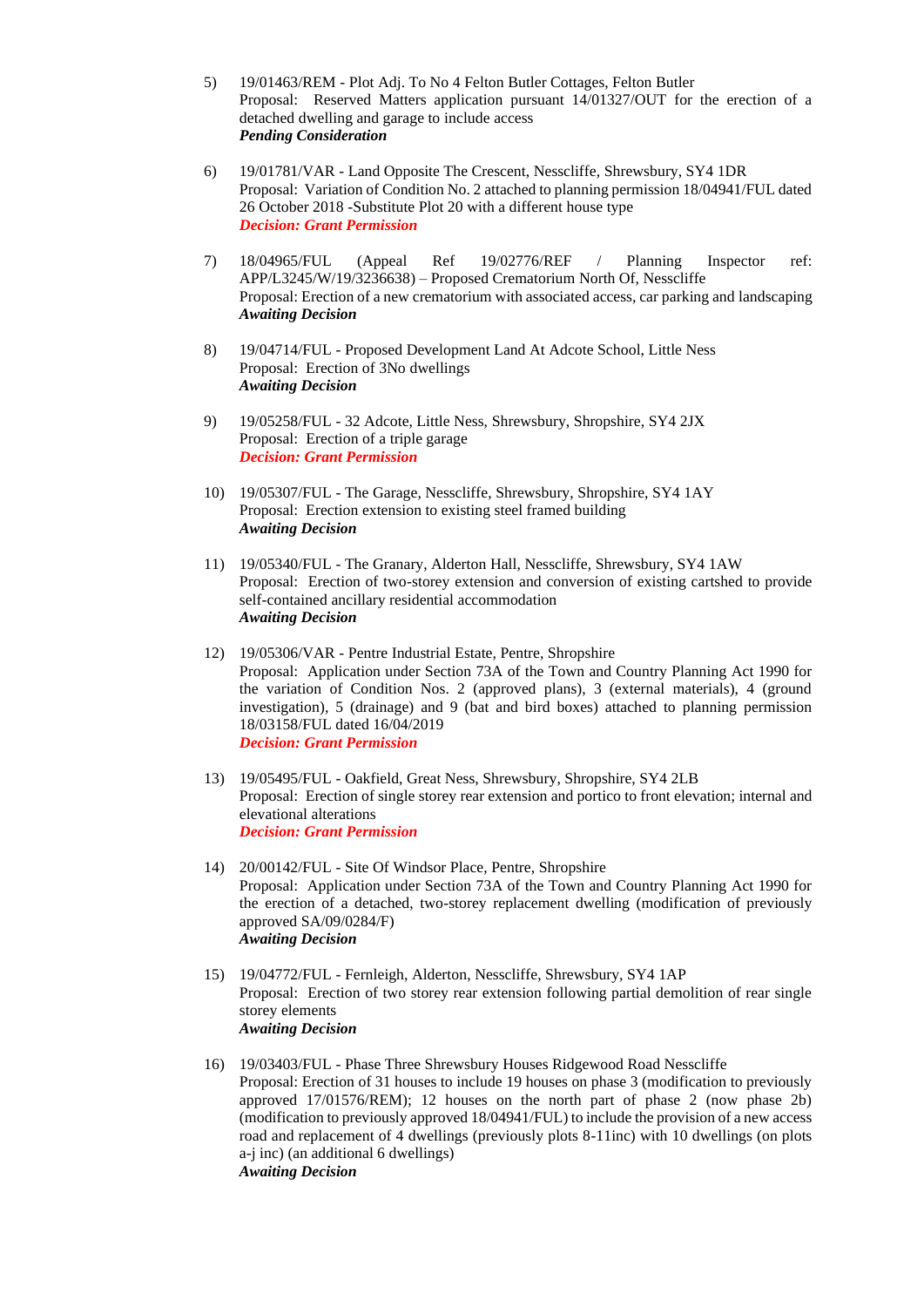5) 19/01463/REM - Plot Adj. To No 4 Felton Butler Cottages, Felton Butler
   Proposal: Reserved Matters application pursuant 14/01327/OUT for the erection of a detached dwelling and garage to include access
   ***Pending Consideration***

6) 19/01781/VAR - Land Opposite The Crescent, Nesscliffe, Shrewsbury, SY4 1DR
   Proposal: Variation of Condition No. 2 attached to planning permission 18/04941/FUL dated 26 October 2018 -Substitute Plot 20 with a different house type
   ***Decision: Grant Permission***

7) 18/04965/FUL (Appeal Ref 19/02776/REF / Planning Inspector ref: APP/L3245/W/19/3236638) – Proposed Crematorium North Of, Nesscliffe
   Proposal: Erection of a new crematorium with associated access, car parking and landscaping
   ***Awaiting Decision***

8) 19/04714/FUL - Proposed Development Land At Adcote School, Little Ness
   Proposal: Erection of 3No dwellings
   ***Awaiting Decision***

9) 19/05258/FUL - 32 Adcote, Little Ness, Shrewsbury, Shropshire, SY4 2JX
   Proposal: Erection of a triple garage
   ***Decision: Grant Permission***

10) 19/05307/FUL - The Garage, Nesscliffe, Shrewsbury, Shropshire, SY4 1AY
    Proposal: Erection extension to existing steel framed building
    ***Awaiting Decision***

11) 19/05340/FUL - The Granary, Alderton Hall, Nesscliffe, Shrewsbury, SY4 1AW
    Proposal: Erection of two-storey extension and conversion of existing cartshed to provide self-contained ancillary residential accommodation
    ***Awaiting Decision***

12) 19/05306/VAR - Pentre Industrial Estate, Pentre, Shropshire
    Proposal: Application under Section 73A of the Town and Country Planning Act 1990 for the variation of Condition Nos. 2 (approved plans), 3 (external materials), 4 (ground investigation), 5 (drainage) and 9 (bat and bird boxes) attached to planning permission 18/03158/FUL dated 16/04/2019
    ***Decision: Grant Permission***

13) 19/05495/FUL - Oakfield, Great Ness, Shrewsbury, Shropshire, SY4 2LB
    Proposal: Erection of single storey rear extension and portico to front elevation; internal and elevational alterations
    ***Decision: Grant Permission***

14) 20/00142/FUL - Site Of Windsor Place, Pentre, Shropshire
    Proposal: Application under Section 73A of the Town and Country Planning Act 1990 for the erection of a detached, two-storey replacement dwelling (modification of previously approved SA/09/0284/F)
    ***Awaiting Decision***

15) 19/04772/FUL - Fernleigh, Alderton, Nesscliffe, Shrewsbury, SY4 1AP
    Proposal: Erection of two storey rear extension following partial demolition of rear single storey elements
    ***Awaiting Decision***

16) 19/03403/FUL - Phase Three Shrewsbury Houses Ridgewood Road Nesscliffe
    Proposal: Erection of 31 houses to include 19 houses on phase 3 (modification to previously approved 17/01576/REM); 12 houses on the north part of phase 2 (now phase 2b) (modification to previously approved 18/04941/FUL) to include the provision of a new access road and replacement of 4 dwellings (previously plots 8-11inc) with 10 dwellings (on plots a-j inc) (an additional 6 dwellings)
    ***Awaiting Decision***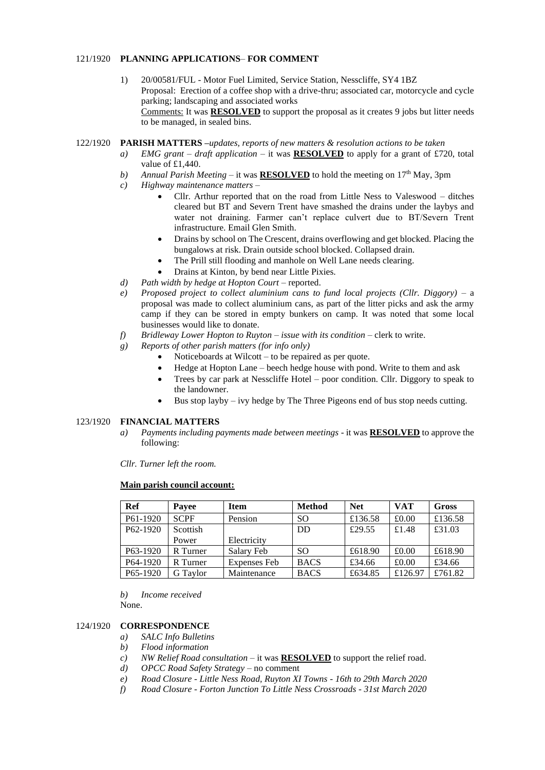121/1920 **PLANNING APPLICATIONS– FOR COMMENT**

1) 20/00581/FUL - Motor Fuel Limited, Service Station, Nesscliffe, SY4 1BZ
Proposal: Erection of a coffee shop with a drive-thru; associated car, motorcycle and cycle parking; landscaping and associated works
Comments: It was **RESOLVED** to support the proposal as it creates 9 jobs but litter needs to be managed, in sealed bins.

122/1920 **PARISH MATTERS** *–updates, reports of new matters & resolution actions to be taken*

*a) EMG grant – draft application* – it was **RESOLVED** to apply for a grant of £720, total value of £1,440.

*b) Annual Parish Meeting* – it was **RESOLVED** to hold the meeting on 17th May, 3pm

*c) Highway maintenance matters* –

- Cllr. Arthur reported that on the road from Little Ness to Valeswood – ditches cleared but BT and Severn Trent have smashed the drains under the laybys and water not draining. Farmer can't replace culvert due to BT/Severn Trent infrastructure. Email Glen Smith.
- Drains by school on The Crescent, drains overflowing and get blocked. Placing the bungalows at risk. Drain outside school blocked. Collapsed drain.
- The Prill still flooding and manhole on Well Lane needs clearing.
- Drains at Kinton, by bend near Little Pixies.

*d) Path width by hedge at Hopton Court* – reported.

*e) Proposed project to collect aluminium cans to fund local projects (Cllr. Diggory)* – a proposal was made to collect aluminium cans, as part of the litter picks and ask the army camp if they can be stored in empty bunkers on camp. It was noted that some local businesses would like to donate.

*f) Bridleway Lower Hopton to Ruyton – issue with its condition* – clerk to write.

*g) Reports of other parish matters (for info only)*

- Noticeboards at Wilcott – to be repaired as per quote.
- Hedge at Hopton Lane – beech hedge house with pond. Write to them and ask
- Trees by car park at Nesscliffe Hotel – poor condition. Cllr. Diggory to speak to the landowner.
- Bus stop layby – ivy hedge by The Three Pigeons end of bus stop needs cutting.

123/1920 **FINANCIAL MATTERS**

*a) Payments including payments made between meetings* - it was **RESOLVED** to approve the following:

*Cllr. Turner left the room.*

**Main parish council account:**

| Ref | Payee | Item | Method | Net | VAT | Gross |
|---|---|---|---|---|---|---|
| P61-1920 | SCPF | Pension | SO | £136.58 | £0.00 | £136.58 |
| P62-1920 | Scottish Power | Electricity | DD | £29.55 | £1.48 | £31.03 |
| P63-1920 | R Turner | Salary Feb | SO | £618.90 | £0.00 | £618.90 |
| P64-1920 | R Turner | Expenses Feb | BACS | £34.66 | £0.00 | £34.66 |
| P65-1920 | G Taylor | Maintenance | BACS | £634.85 | £126.97 | £761.82 |

*b) Income received*
None.

124/1920 **CORRESPONDENCE**

*a) SALC Info Bulletins*

*b) Flood information*

*c) NW Relief Road consultation* – it was **RESOLVED** to support the relief road.

*d) OPCC Road Safety Strategy* – no comment

*e) Road Closure - Little Ness Road, Ruyton XI Towns - 16th to 29th March 2020*

*f) Road Closure - Forton Junction To Little Ness Crossroads - 31st March 2020*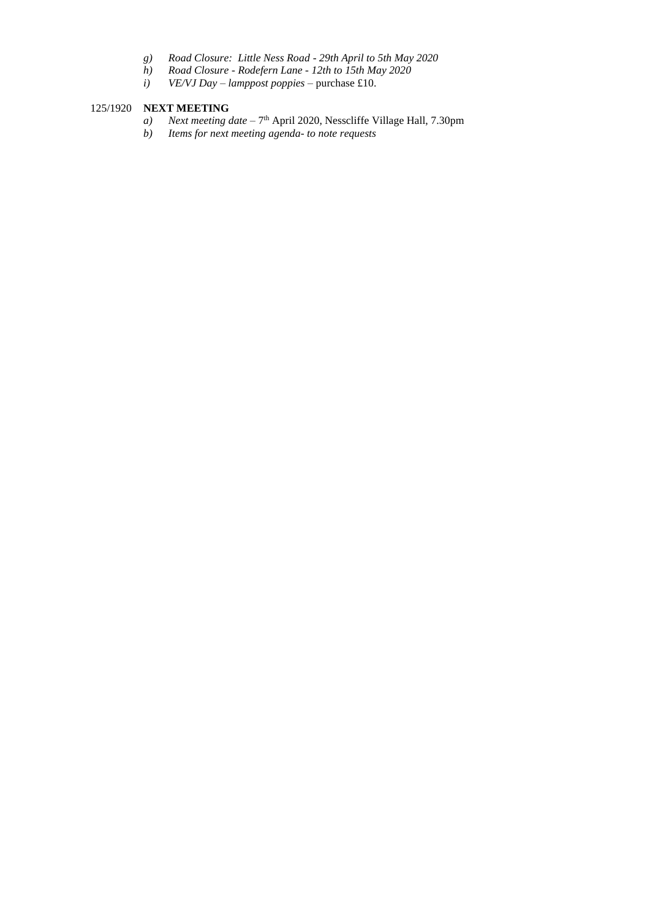*g) Road Closure: Little Ness Road - 29th April to 5th May 2020*
*h) Road Closure - Rodefern Lane - 12th to 15th May 2020*
*i) VE/VJ Day – lamppost poppies* – purchase £10.

125/1920 **NEXT MEETING**

*a) Next meeting date* – 7th April 2020, Nesscliffe Village Hall, 7.30pm
*b) Items for next meeting agenda- to note requests*